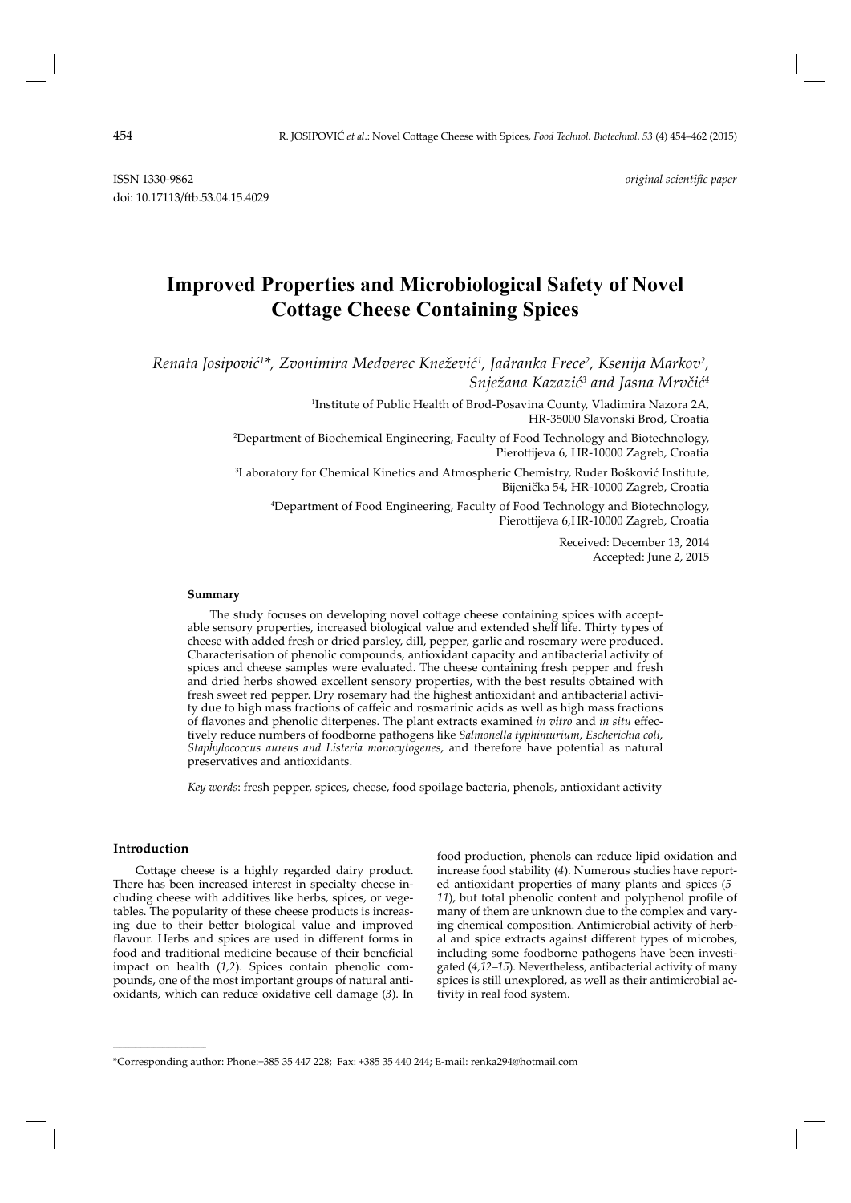ISSN 1330-9862 *original scientific paper*

doi: 10.17113/ftb.53.04.15.4029

# Improved Properties and Microbiological Safety of Novel Cottage Cheese Containing Spices

*Renata Josipović[1]\*, Zvonimira Medverec Knežević[1], Jadranka Frece[2], Ksenija Markov[2], Snježana Kazazić[3] and Jasna Mrvčić[4]*

[1]Institute of Public Health of Brod-Posavina County, Vladimira Nazora 2A, HR-35000 Slavonski Brod, Croatia

[2]Department of Biochemical Engineering, Faculty of Food Technology and Biotechnology, Pierottijeva 6, HR-10000 Zagreb, Croatia

[3]Laboratory for Chemical Kinetics and Atmospheric Chemistry, Ruđer Bošković Institute, Bijenička 54, HR-10000 Zagreb, Croatia

[4]Department of Food Engineering, Faculty of Food Technology and Biotechnology, Pierottijeva 6, HR-10000 Zagreb, Croatia

Received: December 13, 2014
Accepted: June 2, 2015

**Summary**

The study focuses on developing novel cottage cheese containing spices with acceptable sensory properties, increased biological value and extended shelf life. Thirty types of cheese with added fresh or dried parsley, dill, pepper, garlic and rosemary were produced. Characterisation of phenolic compounds, antioxidant capacity and antibacterial activity of spices and cheese samples were evaluated. The cheese containing fresh pepper and fresh and dried herbs showed excellent sensory properties, with the best results obtained with fresh sweet red pepper. Dry rosemary had the highest antioxidant and antibacterial activity due to high mass fractions of caffeic and rosmarinic acids as well as high mass fractions of flavones and phenolic diterpenes. The plant extracts examined *in vitro* and *in situ* effectively reduce numbers of foodborne pathogens like *Salmonella typhimurium*, *Escherichia coli*, *Staphylococcus aureus and Listeria monocytogenes*, and therefore have potential as natural preservatives and antioxidants.

*Key words*: fresh pepper, spices, cheese, food spoilage bacteria, phenols, antioxidant activity

## Introduction

Cottage cheese is a highly regarded dairy product. There has been increased interest in specialty cheese including cheese with additives like herbs, spices, or vegetables. The popularity of these cheese products is increasing due to their better biological value and improved flavour. Herbs and spices are used in different forms in food and traditional medicine because of their beneficial impact on health (*1,2*). Spices contain phenolic compounds, one of the most important groups of natural antioxidants, which can reduce oxidative cell damage (*3*). In food production, phenols can reduce lipid oxidation and increase food stability (*4*). Numerous studies have reported antioxidant properties of many plants and spices (*5–11*), but total phenolic content and polyphenol profile of many of them are unknown due to the complex and varying chemical composition. Antimicrobial activity of herbal and spice extracts against different types of microbes, including some foodborne pathogens have been investigated (*4,12–15*). Nevertheless, antibacterial activity of many spices is still unexplored, as well as their antimicrobial activity in real food system.

---

\*Corresponding author: Phone:+385 35 447 228; Fax: +385 35 440 244; E-mail: renka294@hotmail.com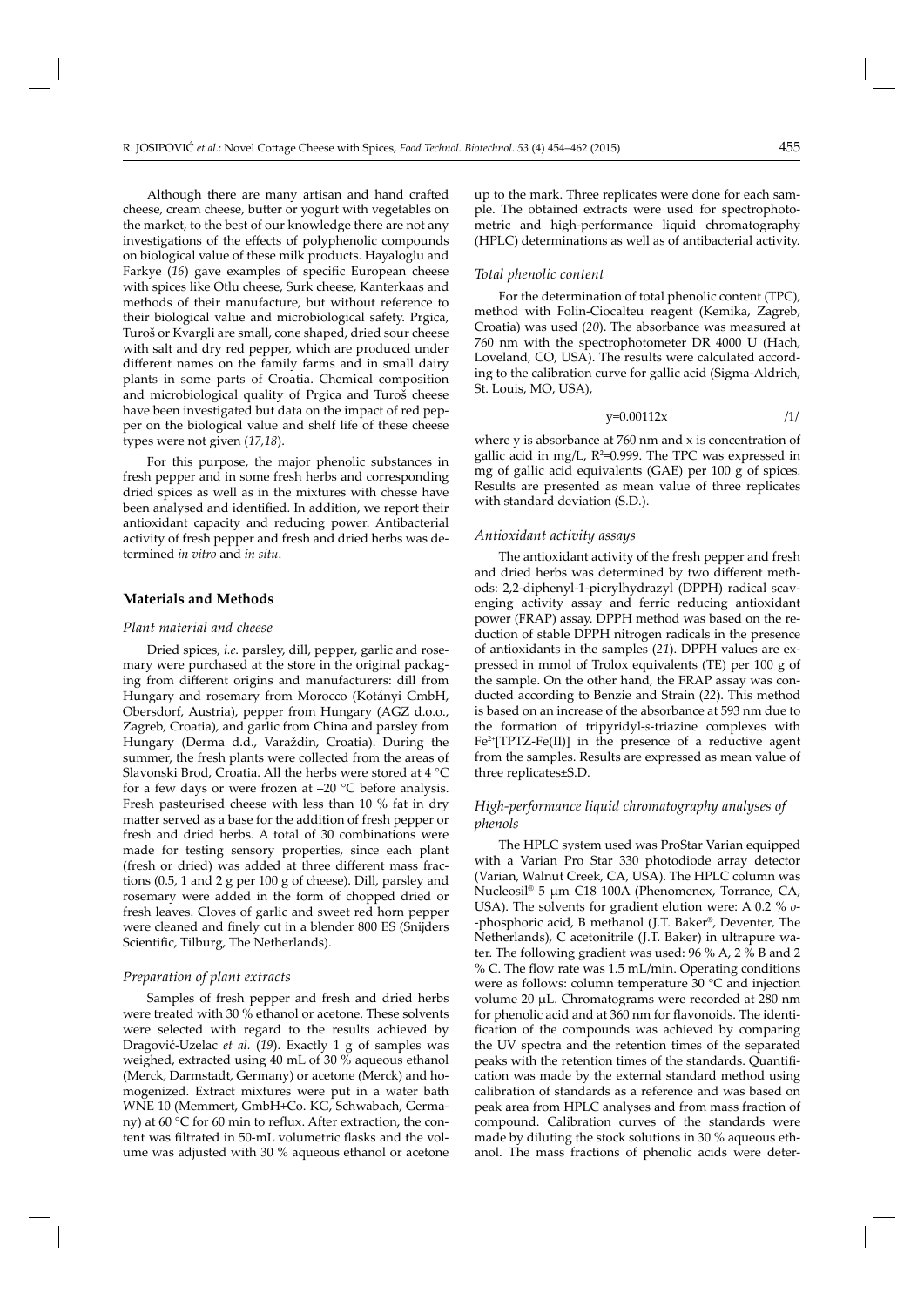Although there are many artisan and hand crafted cheese, cream cheese, butter or yogurt with vegetables on the market, to the best of our knowledge there are not any investigations of the effects of polyphenolic compounds on biological value of these milk products. Hayaloglu and Farkye (*16*) gave examples of specific European cheese with spices like Otlu cheese, Surk cheese, Kanterkaas and methods of their manufacture, but without reference to their biological value and microbiological safety. Prgica, Turoš or Kvargli are small, cone shaped, dried sour cheese with salt and dry red pepper, which are produced under different names on the family farms and in small dairy plants in some parts of Croatia. Chemical composition and microbiological quality of Prgica and Turoš cheese have been investigated but data on the impact of red pepper on the biological value and shelf life of these cheese types were not given (*17,18*).

For this purpose, the major phenolic substances in fresh pepper and in some fresh herbs and corresponding dried spices as well as in the mixtures with chesse have been analysed and identified. In addition, we report their antioxidant capacity and reducing power. Antibacterial activity of fresh pepper and fresh and dried herbs was determined *in vitro* and *in situ*.

## Materials and Methods

### Plant material and cheese

Dried spices, *i.e.* parsley, dill, pepper, garlic and rosemary were purchased at the store in the original packaging from different origins and manufacturers: dill from Hungary and rosemary from Morocco (Kotányi GmbH, Obersdorf, Austria), pepper from Hungary (AGZ d.o.o., Zagreb, Croatia), and garlic from China and parsley from Hungary (Derma d.d., Varaždin, Croatia). During the summer, the fresh plants were collected from the areas of Slavonski Brod, Croatia. All the herbs were stored at 4 °C for a few days or were frozen at –20 °C before analysis. Fresh pasteurised cheese with less than 10 % fat in dry matter served as a base for the addition of fresh pepper or fresh and dried herbs. A total of 30 combinations were made for testing sensory properties, since each plant (fresh or dried) was added at three different mass fractions (0.5, 1 and 2 g per 100 g of cheese). Dill, parsley and rosemary were added in the form of chopped dried or fresh leaves. Cloves of garlic and sweet red horn pepper were cleaned and finely cut in a blender 800 ES (Snijders Scientific, Tilburg, The Netherlands).

### Preparation of plant extracts

Samples of fresh pepper and fresh and dried herbs were treated with 30 % ethanol or acetone. These solvents were selected with regard to the results achieved by Dragović-Uzelac *et al.* (*19*). Exactly 1 g of samples was weighed, extracted using 40 mL of 30 % aqueous ethanol (Merck, Darmstadt, Germany) or acetone (Merck) and homogenized. Extract mixtures were put in a water bath WNE 10 (Memmert, GmbH+Co. KG, Schwabach, Germany) at 60 °C for 60 min to reflux. After extraction, the content was filtrated in 50-mL volumetric flasks and the volume was adjusted with 30 % aqueous ethanol or acetone up to the mark. Three replicates were done for each sample. The obtained extracts were used for spectrophotometric and high-performance liquid chromatography (HPLC) determinations as well as of antibacterial activity.

### Total phenolic content

For the determination of total phenolic content (TPC), method with Folin-Ciocalteu reagent (Kemika, Zagreb, Croatia) was used (*20*). The absorbance was measured at 760 nm with the spectrophotometer DR 4000 U (Hach, Loveland, CO, USA). The results were calculated according to the calibration curve for gallic acid (Sigma-Aldrich, St. Louis, MO, USA),

$$y=0.00112x \qquad /1/$$

where y is absorbance at 760 nm and x is concentration of gallic acid in mg/L, $R^2=0.999$. The TPC was expressed in mg of gallic acid equivalents (GAE) per 100 g of spices. Results are presented as mean value of three replicates with standard deviation (S.D.).

### Antioxidant activity assays

The antioxidant activity of the fresh pepper and fresh and dried herbs was determined by two different methods: 2,2-diphenyl-1-picrylhydrazyl (DPPH) radical scavenging activity assay and ferric reducing antioxidant power (FRAP) assay. DPPH method was based on the reduction of stable DPPH nitrogen radicals in the presence of antioxidants in the samples (*21*). DPPH values are expressed in mmol of Trolox equivalents (TE) per 100 g of the sample. On the other hand, the FRAP assay was conducted according to Benzie and Strain (*22*). This method is based on an increase of the absorbance at 593 nm due to the formation of tripyridyl-*s*-triazine complexes with $Fe^{2+}$[TPTZ-Fe(II)] in the presence of a reductive agent from the samples. Results are expressed as mean value of three replicates±S.D.

### High-performance liquid chromatography analyses of phenols

The HPLC system used was ProStar Varian equipped with a Varian Pro Star 330 photodiode array detector (Varian, Walnut Creek, CA, USA). The HPLC column was Nucleosil® 5 μm C18 100A (Phenomenex, Torrance, CA, USA). The solvents for gradient elution were: A 0.2 % *o*-phosphoric acid, B methanol (J.T. Baker®, Deventer, The Netherlands), C acetonitrile (J.T. Baker) in ultrapure water. The following gradient was used: 96 % A, 2 % B and 2 % C. The flow rate was 1.5 mL/min. Operating conditions were as follows: column temperature 30 °C and injection volume 20 μL. Chromatograms were recorded at 280 nm for phenolic acid and at 360 nm for flavonoids. The identification of the compounds was achieved by comparing the UV spectra and the retention times of the separated peaks with the retention times of the standards. Quantification was made by the external standard method using calibration of standards as a reference and was based on peak area from HPLC analyses and from mass fraction of compound. Calibration curves of the standards were made by diluting the stock solutions in 30 % aqueous ethanol. The mass fractions of phenolic acids were deter-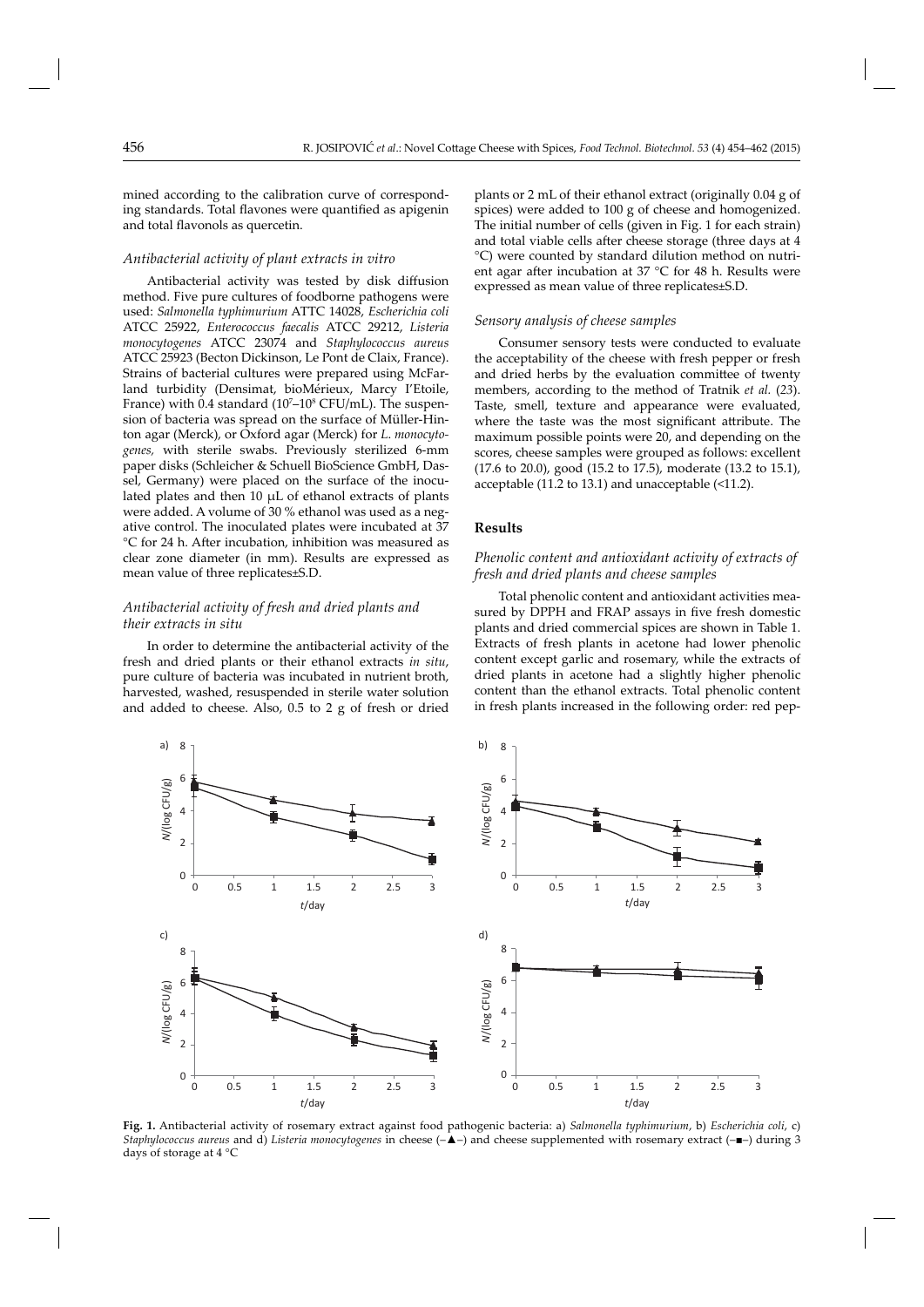mined according to the calibration curve of corresponding standards. Total flavones were quantified as apigenin and total flavonols as quercetin.

### *Antibacterial activity of plant extracts in vitro*

Antibacterial activity was tested by disk diffusion method. Five pure cultures of foodborne pathogens were used: *Salmonella typhimurium* ATTC 14028, *Escherichia coli* ATCC 25922, *Enterococcus faecalis* ATCC 29212, *Listeria monocytogenes* ATCC 23074 and *Staphylococcus aureus* ATCC 25923 (Becton Dickinson, Le Pont de Claix, France). Strains of bacterial cultures were prepared using McFarland turbidity (Densimat, bioMérieux, Marcy I'Etoile, France) with 0.4 standard ($10^7$–$10^8$ CFU/mL). The suspension of bacteria was spread on the surface of Müller-Hinton agar (Merck), or Oxford agar (Merck) for *L. monocytogenes,* with sterile swabs. Previously sterilized 6-mm paper disks (Schleicher & Schuell BioScience GmbH, Dassel, Germany) were placed on the surface of the inoculated plates and then 10 μL of ethanol extracts of plants were added. A volume of 30 % ethanol was used as a negative control. The inoculated plates were incubated at 37 °C for 24 h. After incubation, inhibition was measured as clear zone diameter (in mm). Results are expressed as mean value of three replicates±S.D.

### *Antibacterial activity of fresh and dried plants and their extracts in situ*

In order to determine the antibacterial activity of the fresh and dried plants or their ethanol extracts *in situ*, pure culture of bacteria was incubated in nutrient broth, harvested, washed, resuspended in sterile water solution and added to cheese. Also, 0.5 to 2 g of fresh or dried plants or 2 mL of their ethanol extract (originally 0.04 g of spices) were added to 100 g of cheese and homogenized. The initial number of cells (given in Fig. 1 for each strain) and total viable cells after cheese storage (three days at 4 °C) were counted by standard dilution method on nutrient agar after incubation at 37 °C for 48 h. Results were expressed as mean value of three replicates±S.D.

### *Sensory analysis of cheese samples*

Consumer sensory tests were conducted to evaluate the acceptability of the cheese with fresh pepper or fresh and dried herbs by the evaluation committee of twenty members, according to the method of Tratnik *et al.* (*23*). Taste, smell, texture and appearance were evaluated, where the taste was the most significant attribute. The maximum possible points were 20, and depending on the scores, cheese samples were grouped as follows: excellent (17.6 to 20.0), good (15.2 to 17.5), moderate (13.2 to 15.1), acceptable (11.2 to 13.1) and unacceptable (<11.2).

## Results

### *Phenolic content and antioxidant activity of extracts of fresh and dried plants and cheese samples*

Total phenolic content and antioxidant activities measured by DPPH and FRAP assays in five fresh domestic plants and dried commercial spices are shown in Table 1. Extracts of fresh plants in acetone had lower phenolic content except garlic and rosemary, while the extracts of dried plants in acetone had a slightly higher phenolic content than the ethanol extracts. Total phenolic content in fresh plants increased in the following order: red pep-

**Fig. 1.** Antibacterial activity of rosemary extract against food pathogenic bacteria: a) *Salmonella typhimurium*, b) *Escherichia coli*, c) *Staphylococcus aureus* and d) *Listeria monocytogenes* in cheese (–▲–) and cheese supplemented with rosemary extract (–■–) during 3 days of storage at 4 °C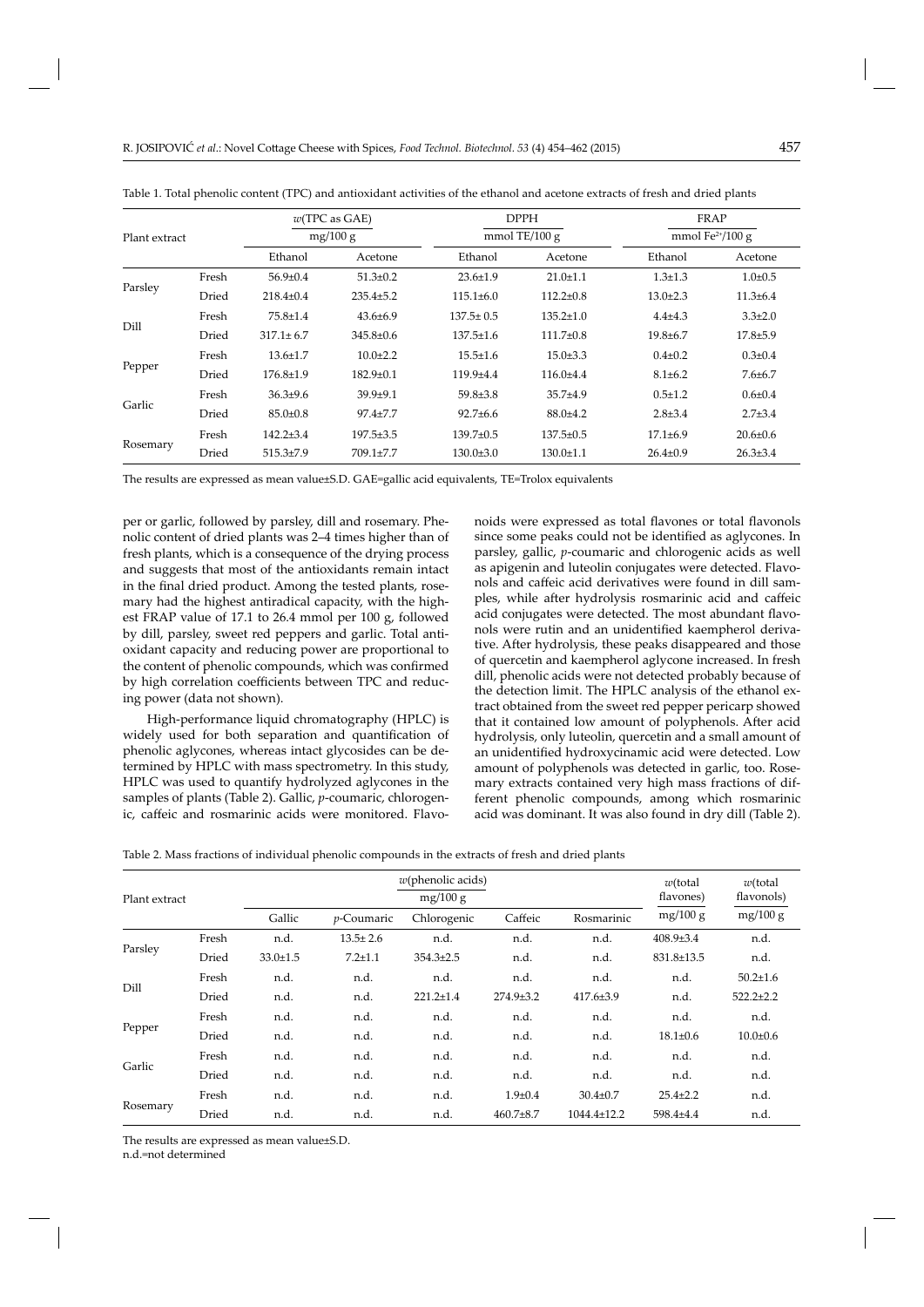Table 1. Total phenolic content (TPC) and antioxidant activities of the ethanol and acetone extracts of fresh and dried plants

| Plant extract | | $w$(TPC as GAE) mg/100 g | | DPPH mmol TE/100 g | | FRAP mmol $Fe^{2+}$/100 g | |
|---|---|---|---|---|---|---|---|
| | | Ethanol | Acetone | Ethanol | Acetone | Ethanol | Acetone |
| Parsley | Fresh | 56.9±0.4 | 51.3±0.2 | 23.6±1.9 | 21.0±1.1 | 1.3±1.3 | 1.0±0.5 |
| | Dried | 218.4±0.4 | 235.4±5.2 | 115.1±6.0 | 112.2±0.8 | 13.0±2.3 | 11.3±6.4 |
| Dill | Fresh | 75.8±1.4 | 43.6±6.9 | 137.5± 0.5 | 135.2±1.0 | 4.4±4.3 | 3.3±2.0 |
| | Dried | 317.1± 6.7 | 345.8±0.6 | 137.5±1.6 | 111.7±0.8 | 19.8±6.7 | 17.8±5.9 |
| Pepper | Fresh | 13.6±1.7 | 10.0±2.2 | 15.5±1.6 | 15.0±3.3 | 0.4±0.2 | 0.3±0.4 |
| | Dried | 176.8±1.9 | 182.9±0.1 | 119.9±4.4 | 116.0±4.4 | 8.1±6.2 | 7.6±6.7 |
| Garlic | Fresh | 36.3±9.6 | 39.9±9.1 | 59.8±3.8 | 35.7±4.9 | 0.5±1.2 | 0.6±0.4 |
| | Dried | 85.0±0.8 | 97.4±7.7 | 92.7±6.6 | 88.0±4.2 | 2.8±3.4 | 2.7±3.4 |
| Rosemary | Fresh | 142.2±3.4 | 197.5±3.5 | 139.7±0.5 | 137.5±0.5 | 17.1±6.9 | 20.6±0.6 |
| | Dried | 515.3±7.9 | 709.1±7.7 | 130.0±3.0 | 130.0±1.1 | 26.4±0.9 | 26.3±3.4 |

The results are expressed as mean value±S.D. GAE=gallic acid equivalents, TE=Trolox equivalents

per or garlic, followed by parsley, dill and rosemary. Phenolic content of dried plants was 2–4 times higher than of fresh plants, which is a consequence of the drying process and suggests that most of the antioxidants remain intact in the final dried product. Among the tested plants, rosemary had the highest antiradical capacity, with the highest FRAP value of 17.1 to 26.4 mmol per 100 g, followed by dill, parsley, sweet red peppers and garlic. Total antioxidant capacity and reducing power are proportional to the content of phenolic compounds, which was confirmed by high correlation coefficients between TPC and reducing power (data not shown).

High-performance liquid chromatography (HPLC) is widely used for both separation and quantification of phenolic aglycones, whereas intact glycosides can be determined by HPLC with mass spectrometry. In this study, HPLC was used to quantify hydrolyzed aglycones in the samples of plants (Table 2). Gallic, *p*-coumaric, chlorogenic, caffeic and rosmarinic acids were monitored. Flavonoids were expressed as total flavones or total flavonols since some peaks could not be identified as aglycones. In parsley, gallic, *p*-coumaric and chlorogenic acids as well as apigenin and luteolin conjugates were detected. Flavonols and caffeic acid derivatives were found in dill samples, while after hydrolysis rosmarinic acid and caffeic acid conjugates were detected. The most abundant flavonols were rutin and an unidentified kaempherol derivative. After hydrolysis, these peaks disappeared and those of quercetin and kaempherol aglycone increased. In fresh dill, phenolic acids were not detected probably because of the detection limit. The HPLC analysis of the ethanol extract obtained from the sweet red pepper pericarp showed that it contained low amount of polyphenols. After acid hydrolysis, only luteolin, quercetin and a small amount of an unidentified hydroxycinamic acid were detected. Low amount of polyphenols was detected in garlic, too. Rosemary extracts contained very high mass fractions of different phenolic compounds, among which rosmarinic acid was dominant. It was also found in dry dill (Table 2).

Table 2. Mass fractions of individual phenolic compounds in the extracts of fresh and dried plants

| Plant extract | | $w$(phenolic acids) mg/100 g | | | | | $w$(total flavones) mg/100 g | $w$(total flavonols) mg/100 g |
|---|---|---|---|---|---|---|---|---|
| | | Gallic | *p*-Coumaric | Chlorogenic | Caffeic | Rosmarinic | | |
| Parsley | Fresh | n.d. | 13.5± 2.6 | n.d. | n.d. | n.d. | 408.9±3.4 | n.d. |
| | Dried | 33.0±1.5 | 7.2±1.1 | 354.3±2.5 | n.d. | n.d. | 831.8±13.5 | n.d. |
| Dill | Fresh | n.d. | n.d. | n.d. | n.d. | n.d. | n.d. | 50.2±1.6 |
| | Dried | n.d. | n.d. | 221.2±1.4 | 274.9±3.2 | 417.6±3.9 | n.d. | 522.2±2.2 |
| Pepper | Fresh | n.d. | n.d. | n.d. | n.d. | n.d. | n.d. | n.d. |
| | Dried | n.d. | n.d. | n.d. | n.d. | n.d. | 18.1±0.6 | 10.0±0.6 |
| Garlic | Fresh | n.d. | n.d. | n.d. | n.d. | n.d. | n.d. | n.d. |
| | Dried | n.d. | n.d. | n.d. | n.d. | n.d. | n.d. | n.d. |
| Rosemary | Fresh | n.d. | n.d. | n.d. | 1.9±0.4 | 30.4±0.7 | 25.4±2.2 | n.d. |
| | Dried | n.d. | n.d. | n.d. | 460.7±8.7 | 1044.4±12.2 | 598.4±4.4 | n.d. |

The results are expressed as mean value±S.D.
n.d.=not determined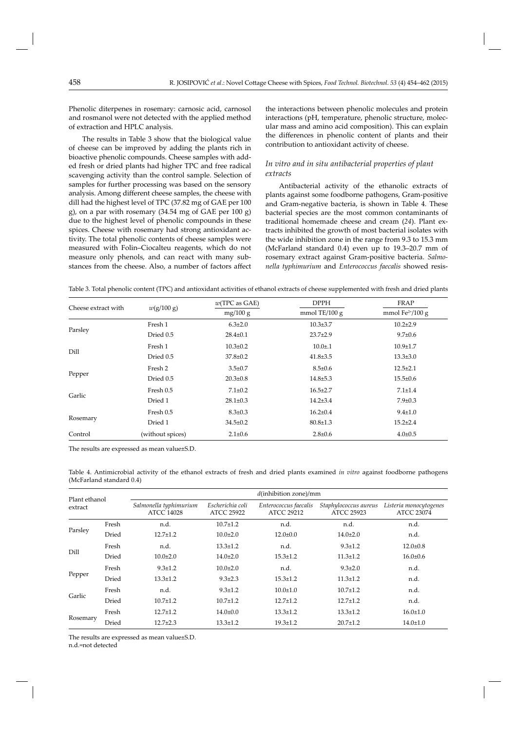Phenolic diterpenes in rosemary: carnosic acid, carnosol and rosmanol were not detected with the applied method of extraction and HPLC analysis.

The results in Table 3 show that the biological value of cheese can be improved by adding the plants rich in bioactive phenolic compounds. Cheese samples with added fresh or dried plants had higher TPC and free radical scavenging activity than the control sample. Selection of samples for further processing was based on the sensory analysis. Among different cheese samples, the cheese with dill had the highest level of TPC (37.82 mg of GAE per 100 g), on a par with rosemary (34.54 mg of GAE per 100 g) due to the highest level of phenolic compounds in these spices. Cheese with rosemary had strong antioxidant activity. The total phenolic contents of cheese samples were measured with Folin–Ciocalteu reagents, which do not measure only phenols, and can react with many substances from the cheese. Also, a number of factors affect the interactions between phenolic molecules and protein interactions (pH, temperature, phenolic structure, molecular mass and amino acid composition). This can explain the differences in phenolic content of plants and their contribution to antioxidant activity of cheese.

### *In vitro* and *in situ* antibacterial properties of plant extracts

Antibacterial activity of the ethanolic extracts of plants against some foodborne pathogens, Gram-positive and Gram-negative bacteria, is shown in Table 4. These bacterial species are the most common contaminants of traditional homemade cheese and cream (*24*). Plant extracts inhibited the growth of most bacterial isolates with the wide inhibition zone in the range from 9.3 to 15.3 mm (McFarland standard 0.4) even up to 19.3–20.7 mm of rosemary extract against Gram-positive bacteria. *Salmonella typhimurium* and *Enterococcus faecalis* showed resis-

Table 3. Total phenolic content (TPC) and antioxidant activities of ethanol extracts of cheese supplemented with fresh and dried plants

| Cheese extract with | $w$(g/100 g) | $w$(TPC as GAE) mg/100 g | DPPH mmol TE/100 g | FRAP mmol $Fe^{2+}$/100 g |
|---|---|---|---|---|
| Parsley | Fresh 1 | 6.3±2.0 | 10.3±3.7 | 10.2±2.9 |
| | Dried 0.5 | 28.4±0.1 | 23.7±2.9 | 9.7±0.6 |
| Dill | Fresh 1 | 10.3±0.2 | 10.0±.1 | 10.9±1.7 |
| | Dried 0.5 | 37.8±0.2 | 41.8±3.5 | 13.3±3.0 |
| Pepper | Fresh 2 | 3.5±0.7 | 8.5±0.6 | 12.5±2.1 |
| | Dried 0.5 | 20.3±0.8 | 14.8±5.3 | 15.5±0.6 |
| Garlic | Fresh 0.5 | 7.1±0.2 | 16.5±2.7 | 7.1±1.4 |
| | Dried 1 | 28.1±0.3 | 14.2±3.4 | 7.9±0.3 |
| Rosemary | Fresh 0.5 | 8.3±0.3 | 16.2±0.4 | 9.4±1.0 |
| | Dried 1 | 34.5±0.2 | 80.8±1.3 | 15.2±2.4 |
| Control | (without spices) | 2.1±0.6 | 2.8±0.6 | 4.0±0.5 |

The results are expressed as mean value±S.D.

Table 4. Antimicrobial activity of the ethanol extracts of fresh and dried plants examined *in vitro* against foodborne pathogens (McFarland standard 0.4)

| Plant ethanol extract | | $d$(inhibition zone)/mm | | | | |
|---|---|---|---|---|---|---|
| | | *Salmonella typhimurium* ATCC 14028 | *Escherichia coli* ATCC 25922 | *Enterococcus faecalis* ATCC 29212 | *Staphylococcus aureus* ATCC 25923 | *Listeria monocytogenes* ATCC 23074 |
| Parsley | Fresh | n.d. | 10.7±1.2 | n.d. | n.d. | n.d. |
| | Dried | 12.7±1.2 | 10.0±2.0 | 12.0±0.0 | 14.0±2.0 | n.d. |
| Dill | Fresh | n.d. | 13.3±1.2 | n.d. | 9.3±1.2 | 12.0±0.8 |
| | Dried | 10.0±2.0 | 14.0±2.0 | 15.3±1.2 | 11.3±1.2 | 16.0±0.6 |
| Pepper | Fresh | 9.3±1.2 | 10.0±2.0 | n.d. | 9.3±2.0 | n.d. |
| | Dried | 13.3±1.2 | 9.3±2.3 | 15.3±1.2 | 11.3±1.2 | n.d. |
| Garlic | Fresh | n.d. | 9.3±1.2 | 10.0±1.0 | 10.7±1.2 | n.d. |
| | Dried | 10.7±1.2 | 10.7±1.2 | 12.7±1.2 | 12.7±1.2 | n.d. |
| Rosemary | Fresh | 12.7±1.2 | 14.0±0.0 | 13.3±1.2 | 13.3±1.2 | 16.0±1.0 |
| | Dried | 12.7±2.3 | 13.3±1.2 | 19.3±1.2 | 20.7±1.2 | 14.0±1.0 |

The results are expressed as mean value±S.D.
n.d.=not detected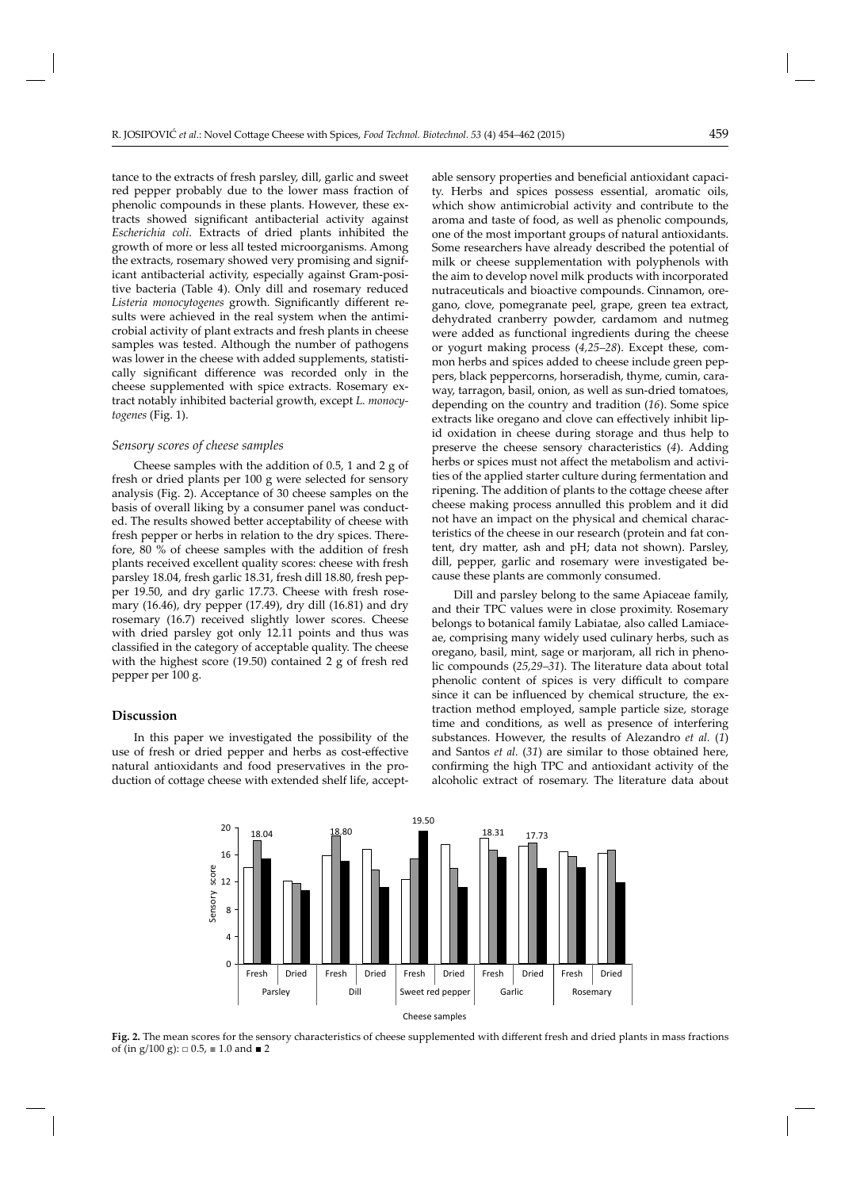tance to the extracts of fresh parsley, dill, garlic and sweet red pepper probably due to the lower mass fraction of phenolic compounds in these plants. However, these extracts showed significant antibacterial activity against *Escherichia coli*. Extracts of dried plants inhibited the growth of more or less all tested microorganisms. Among the extracts, rosemary showed very promising and significant antibacterial activity, especially against Gram-positive bacteria (Table 4). Only dill and rosemary reduced *Listeria monocytogenes* growth. Significantly different results were achieved in the real system when the antimicrobial activity of plant extracts and fresh plants in cheese samples was tested. Although the number of pathogens was lower in the cheese with added supplements, statistically significant difference was recorded only in the cheese supplemented with spice extracts. Rosemary extract notably inhibited bacterial growth, except *L. monocytogenes* (Fig. 1).

### *Sensory scores of cheese samples*

Cheese samples with the addition of 0.5, 1 and 2 g of fresh or dried plants per 100 g were selected for sensory analysis (Fig. 2). Acceptance of 30 cheese samples on the basis of overall liking by a consumer panel was conducted. The results showed better acceptability of cheese with fresh pepper or herbs in relation to the dry spices. Therefore, 80 % of cheese samples with the addition of fresh plants received excellent quality scores: cheese with fresh parsley 18.04, fresh garlic 18.31, fresh dill 18.80, fresh pepper 19.50, and dry garlic 17.73. Cheese with fresh rosemary (16.46), dry pepper (17.49), dry dill (16.81) and dry rosemary (16.7) received slightly lower scores. Cheese with dried parsley got only 12.11 points and thus was classified in the category of acceptable quality. The cheese with the highest score (19.50) contained 2 g of fresh red pepper per 100 g.

## Discussion

In this paper we investigated the possibility of the use of fresh or dried pepper and herbs as cost-effective natural antioxidants and food preservatives in the production of cottage cheese with extended shelf life, acceptable sensory properties and beneficial antioxidant capacity. Herbs and spices possess essential, aromatic oils, which show antimicrobial activity and contribute to the aroma and taste of food, as well as phenolic compounds, one of the most important groups of natural antioxidants. Some researchers have already described the potential of milk or cheese supplementation with polyphenols with the aim to develop novel milk products with incorporated nutraceuticals and bioactive compounds. Cinnamon, oregano, clove, pomegranate peel, grape, green tea extract, dehydrated cranberry powder, cardamom and nutmeg were added as functional ingredients during the cheese or yogurt making process (*4,25–28*). Except these, common herbs and spices added to cheese include green peppers, black peppercorns, horseradish, thyme, cumin, caraway, tarragon, basil, onion, as well as sun-dried tomatoes, depending on the country and tradition (*16*). Some spice extracts like oregano and clove can effectively inhibit lipid oxidation in cheese during storage and thus help to preserve the cheese sensory characteristics (*4*). Adding herbs or spices must not affect the metabolism and activities of the applied starter culture during fermentation and ripening. The addition of plants to the cottage cheese after cheese making process annulled this problem and it did not have an impact on the physical and chemical characteristics of the cheese in our research (protein and fat content, dry matter, ash and pH; data not shown). Parsley, dill, pepper, garlic and rosemary were investigated because these plants are commonly consumed.

Dill and parsley belong to the same Apiaceae family, and their TPC values were in close proximity. Rosemary belongs to botanical family Labiatae, also called Lamiaceae, comprising many widely used culinary herbs, such as oregano, basil, mint, sage or marjoram, all rich in phenolic compounds (*25,29–31*). The literature data about total phenolic content of spices is very difficult to compare since it can be influenced by chemical structure, the extraction method employed, sample particle size, storage time and conditions, as well as presence of interfering substances. However, the results of Alezandro *et al.* (*1*) and Santos *et al.* (*31*) are similar to those obtained here, confirming the high TPC and antioxidant activity of the alcoholic extract of rosemary. The literature data about

Sensory score
0
4
8
12
16
20
18.04
18.80
19.50
18.31
17.73
Fresh Dried Fresh Dried Fresh Dried Fresh Dried Fresh Dried
Parsley Dill Sweet red pepper Garlic Rosemary
Cheese samples

**Fig. 2.** The mean scores for the sensory characteristics of cheese supplemented with different fresh and dried plants in mass fractions of (in g/100 g): □ 0.5, ■ 1.0 and ■ 2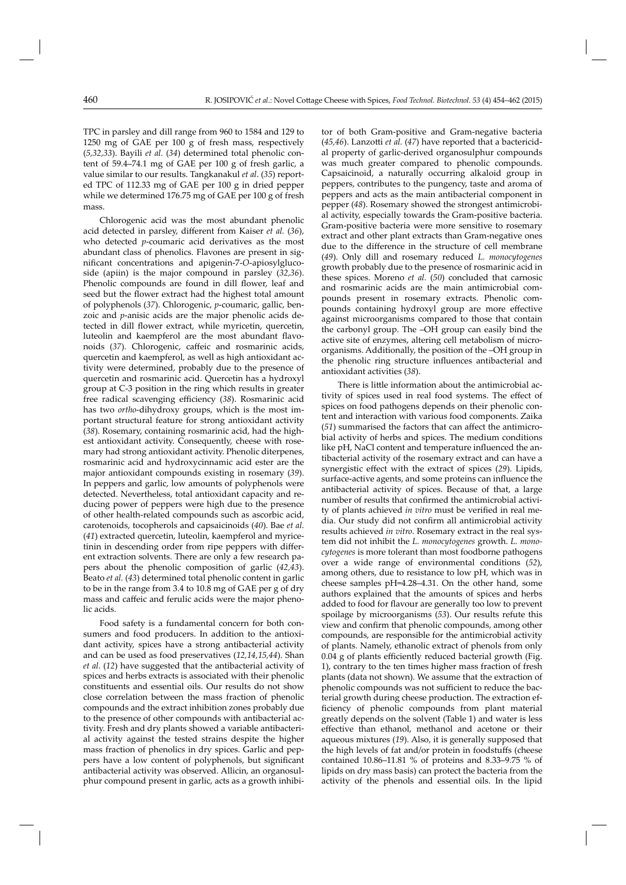TPC in parsley and dill range from 960 to 1584 and 129 to 1250 mg of GAE per 100 g of fresh mass, respectively (*5,32,33*). Bayili *et al.* (*34*) determined total phenolic content of 59.4–74.1 mg of GAE per 100 g of fresh garlic, a value similar to our results. Tangkanakul *et al*. (*35*) reported TPC of 112.33 mg of GAE per 100 g in dried pepper while we determined 176.75 mg of GAE per 100 g of fresh mass.

Chlorogenic acid was the most abundant phenolic acid detected in parsley, different from Kaiser *et al.* (*36*), who detected *p*-coumaric acid derivatives as the most abundant class of phenolics. Flavones are present in significant concentrations and apigenin-7-*O*-apiosylglucoside (apiin) is the major compound in parsley (*32,36*). Phenolic compounds are found in dill flower, leaf and seed but the flower extract had the highest total amount of polyphenols (*37*). Chlorogenic, *p*-coumaric, gallic, benzoic and *p*-anisic acids are the major phenolic acids detected in dill flower extract, while myricetin, quercetin, luteolin and kaempferol are the most abundant flavonoids (*37*). Chlorogenic, caffeic and rosmarinic acids, quercetin and kaempferol, as well as high antioxidant activity were determined, probably due to the presence of quercetin and rosmarinic acid. Quercetin has a hydroxyl group at C-3 position in the ring which results in greater free radical scavenging efficiency (*38*). Rosmarinic acid has two *ortho*-dihydroxy groups, which is the most important structural feature for strong antioxidant activity (*38*). Rosemary, containing rosmarinic acid, had the highest antioxidant activity. Consequently, cheese with rosemary had strong antioxidant activity. Phenolic diterpenes, rosmarinic acid and hydroxycinnamic acid ester are the major antioxidant compounds existing in rosemary (*39*). In peppers and garlic, low amounts of polyphenols were detected. Nevertheless, total antioxidant capacity and reducing power of peppers were high due to the presence of other health-related compounds such as ascorbic acid, carotenoids, tocopherols and capsaicinoids (*40*). Bae *et al.* (*41*) extracted quercetin, luteolin, kaempferol and myricetinin in descending order from ripe peppers with different extraction solvents. There are only a few research papers about the phenolic composition of garlic (*42,43*). Beato *et al.* (*43*) determined total phenolic content in garlic to be in the range from 3.4 to 10.8 mg of GAE per g of dry mass and caffeic and ferulic acids were the major phenolic acids.

Food safety is a fundamental concern for both consumers and food producers. In addition to the antioxidant activity, spices have a strong antibacterial activity and can be used as food preservatives (*12,14,15,44*). Shan *et al.* (*12*) have suggested that the antibacterial activity of spices and herbs extracts is associated with their phenolic constituents and essential oils. Our results do not show close correlation between the mass fraction of phenolic compounds and the extract inhibition zones probably due to the presence of other compounds with antibacterial activity. Fresh and dry plants showed a variable antibacterial activity against the tested strains despite the higher mass fraction of phenolics in dry spices. Garlic and peppers have a low content of polyphenols, but significant antibacterial activity was observed. Allicin, an organosulphur compound present in garlic, acts as a growth inhibitor of both Gram-positive and Gram-negative bacteria (*45,46*). Lanzotti *et al.* (*47*) have reported that a bactericidal property of garlic-derived organosulphur compounds was much greater compared to phenolic compounds. Capsaicinoid, a naturally occurring alkaloid group in peppers, contributes to the pungency, taste and aroma of peppers and acts as the main antibacterial component in pepper (*48*). Rosemary showed the strongest antimicrobial activity, especially towards the Gram-positive bacteria. Gram-positive bacteria were more sensitive to rosemary extract and other plant extracts than Gram-negative ones due to the difference in the structure of cell membrane (*49*). Only dill and rosemary reduced *L. monocytogenes* growth probably due to the presence of rosmarinic acid in these spices. Moreno *et al.* (*50*) concluded that carnosic and rosmarinic acids are the main antimicrobial compounds present in rosemary extracts. Phenolic compounds containing hydroxyl group are more effective against microorganisms compared to those that contain the carbonyl group. The –OH group can easily bind the active site of enzymes, altering cell metabolism of microorganisms. Additionally, the position of the –OH group in the phenolic ring structure influences antibacterial and antioxidant activities (*38*).

There is little information about the antimicrobial activity of spices used in real food systems. The effect of spices on food pathogens depends on their phenolic content and interaction with various food components. Zaika (*51*) summarised the factors that can affect the antimicrobial activity of herbs and spices. The medium conditions like pH, NaCl content and temperature influenced the antibacterial activity of the rosemary extract and can have a synergistic effect with the extract of spices (*29*). Lipids, surface-active agents, and some proteins can influence the antibacterial activity of spices. Because of that, a large number of results that confirmed the antimicrobial activity of plants achieved *in vitro* must be verified in real media. Our study did not confirm all antimicrobial activity results achieved *in vitro*. Rosemary extract in the real system did not inhibit the *L. monocytogenes* growth. *L. monocytogenes* is more tolerant than most foodborne pathogens over a wide range of environmental conditions (*52*), among others, due to resistance to low pH, which was in cheese samples pH=4.28–4.31. On the other hand, some authors explained that the amounts of spices and herbs added to food for flavour are generally too low to prevent spoilage by microorganisms (*53*). Our results refute this view and confirm that phenolic compounds, among other compounds, are responsible for the antimicrobial activity of plants. Namely, ethanolic extract of phenols from only 0.04 g of plants efficiently reduced bacterial growth (Fig. 1), contrary to the ten times higher mass fraction of fresh plants (data not shown). We assume that the extraction of phenolic compounds was not sufficient to reduce the bacterial growth during cheese production. The extraction efficiency of phenolic compounds from plant material greatly depends on the solvent (Table 1) and water is less effective than ethanol, methanol and acetone or their aqueous mixtures (*19*). Also, it is generally supposed that the high levels of fat and/or protein in foodstuffs (cheese contained 10.86–11.81 % of proteins and 8.33–9.75 % of lipids on dry mass basis) can protect the bacteria from the activity of the phenols and essential oils. In the lipid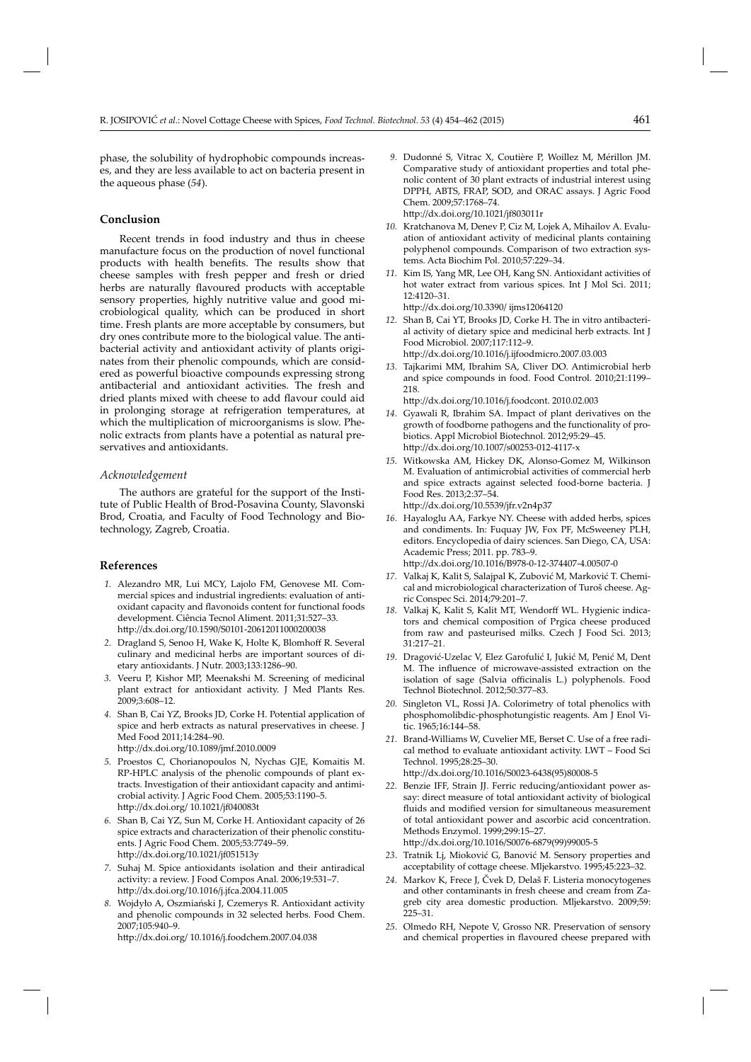phase, the solubility of hydrophobic compounds increases, and they are less available to act on bacteria present in the aqueous phase (*54*).

## Conclusion

Recent trends in food industry and thus in cheese manufacture focus on the production of novel functional products with health benefits. The results show that cheese samples with fresh pepper and fresh or dried herbs are naturally flavoured products with acceptable sensory properties, highly nutritive value and good microbiological quality, which can be produced in short time. Fresh plants are more acceptable by consumers, but dry ones contribute more to the biological value. The antibacterial activity and antioxidant activity of plants originates from their phenolic compounds, which are considered as powerful bioactive compounds expressing strong antibacterial and antioxidant activities. The fresh and dried plants mixed with cheese to add flavour could aid in prolonging storage at refrigeration temperatures, at which the multiplication of microorganisms is slow. Phenolic extracts from plants have a potential as natural preservatives and antioxidants.

### *Acknowledgement*

The authors are grateful for the support of the Institute of Public Health of Brod-Posavina County, Slavonski Brod, Croatia, and Faculty of Food Technology and Biotechnology, Zagreb, Croatia.

## References

1. Alexandro MR, Lui MCY, Lajolo FM, Genovese MI. Commercial spices and industrial ingredients: evaluation of antioxidant capacity and flavonoids content for functional foods development. Ciência Tecnol Aliment. 2011;31:527–33. http://dx.doi.org/10.1590/S0101-20612011000200038
2. Dragland S, Senoo H, Wake K, Holte K, Blomhoff R. Several culinary and medicinal herbs are important sources of dietary antioxidants. J Nutr. 2003;133:1286–90.
3. Veeru P, Kishor MP, Meenakshi M. Screening of medicinal plant extract for antioxidant activity. J Med Plants Res. 2009;3:608–12.
4. Shan B, Cai YZ, Brooks JD, Corke H. Potential application of spice and herb extracts as natural preservatives in cheese. J Med Food 2011;14:284–90. http://dx.doi.org/10.1089/jmf.2010.0009
5. Proestos C, Chorianopoulos N, Nychas GJE, Komaitis M. RP-HPLC analysis of the phenolic compounds of plant extracts. Investigation of their antioxidant capacity and antimicrobial activity. J Agric Food Chem. 2005;53:1190–5. http://dx.doi.org/ 10.1021/jf040083t
6. Shan B, Cai YZ, Sun M, Corke H. Antioxidant capacity of 26 spice extracts and characterization of their phenolic constituents. J Agric Food Chem. 2005;53:7749–59. http://dx.doi.org/10.1021/jf051513y
7. Suhaj M. Spice antioxidants isolation and their antiradical activity: a review. J Food Compos Anal. 2006;19:531–7. http://dx.doi.org/10.1016/j.jfca.2004.11.005
8. Wojdyło A, Oszmiański J, Czemerys R. Antioxidant activity and phenolic compounds in 32 selected herbs. Food Chem. 2007;105:940–9. http://dx.doi.org/ 10.1016/j.foodchem.2007.04.038
9. Dudonné S, Vitrac X, Coutière P, Woillez M, Mérillon JM. Comparative study of antioxidant properties and total phenolic content of 30 plant extracts of industrial interest using DPPH, ABTS, FRAP, SOD, and ORAC assays. J Agric Food Chem. 2009;57:1768–74. http://dx.doi.org/10.1021/jf803011r
10. Kratchanova M, Denev P, Ciz M, Lojek A, Mihailov A. Evaluation of antioxidant activity of medicinal plants containing polyphenol compounds. Comparison of two extraction systems. Acta Biochim Pol. 2010;57:229–34.
11. Kim IS, Yang MR, Lee OH, Kang SN. Antioxidant activities of hot water extract from various spices. Int J Mol Sci. 2011; 12:4120–31. http://dx.doi.org/10.3390/ ijms12064120
12. Shan B, Cai YT, Brooks JD, Corke H. The in vitro antibacterial activity of dietary spice and medicinal herb extracts. Int J Food Microbiol. 2007;117:112–9. http://dx.doi.org/10.1016/j.ijfoodmicro.2007.03.003
13. Tajkarimi MM, Ibrahim SA, Cliver DO. Antimicrobial herb and spice compounds in food. Food Control. 2010;21:1199–218. http://dx.doi.org/10.1016/j.foodcont. 2010.02.003
14. Gyawali R, Ibrahim SA. Impact of plant derivatives on the growth of foodborne pathogens and the functionality of probiotics. Appl Microbiol Biotechnol. 2012;95:29–45. http://dx.doi.org/10.1007/s00253-012-4117-x
15. Witkowska AM, Hickey DK, Alonso-Gomez M, Wilkinson M. Evaluation of antimicrobial activities of commercial herb and spice extracts against selected food-borne bacteria. J Food Res. 2013;2:37–54. http://dx.doi.org/10.5539/jfr.v2n4p37
16. Hayaloglu AA, Farkye NY. Cheese with added herbs, spices and condiments. In: Fuquay JW, Fox PF, McSweeney PLH, editors. Encyclopedia of dairy sciences. San Diego, CA, USA: Academic Press; 2011. pp. 783–9. http://dx.doi.org/10.1016/B978-0-12-374407-4.00507-0
17. Valkaj K, Kalit S, Salajpal K, Zubović M, Marković T. Chemical and microbiological characterization of Turoš cheese. Agric Conspec Sci. 2014;79:201–7.
18. Valkaj K, Kalit S, Kalit MT, Wendorff WL. Hygienic indicators and chemical composition of Prgica cheese produced from raw and pasteurised milks. Czech J Food Sci. 2013; 31:217–21.
19. Dragović-Uzelac V, Elez Garofulić I, Jukić M, Penić M, Dent M. The influence of microwave-assisted extraction on the isolation of sage (Salvia officinalis L.) polyphenols. Food Technol Biotechnol. 2012;50:377–83.
20. Singleton VL, Rossi JA. Colorimetry of total phenolics with phosphomolibdic-phosphotungistic reagents. Am J Enol Vitic. 1965;16:144–58.
21. Brand-Williams W, Cuvelier ME, Berset C. Use of a free radical method to evaluate antioxidant activity. LWT – Food Sci Technol. 1995;28:25–30. http://dx.doi.org/10.1016/S0023-6438(95)80008-5
22. Benzie IFF, Strain JJ. Ferric reducing/antioxidant power assay: direct measure of total antioxidant activity of biological fluids and modified version for simultaneous measurement of total antioxidant power and ascorbic acid concentration. Methods Enzymol. 1999;299:15–27. http://dx.doi.org/10.1016/S0076-6879(99)99005-5
23. Tratnik Lj, Mioković G, Banović M. Sensory properties and acceptability of cottage cheese. Mljekarstvo. 1995;45:223–32.
24. Markov K, Frece J, Čvek D, Delaš F. Listeria monocytogenes and other contaminants in fresh cheese and cream from Zagreb city area domestic production. Mljekarstvo. 2009;59: 225–31.
25. Olmedo RH, Nepote V, Grosso NR. Preservation of sensory and chemical properties in flavoured cheese prepared with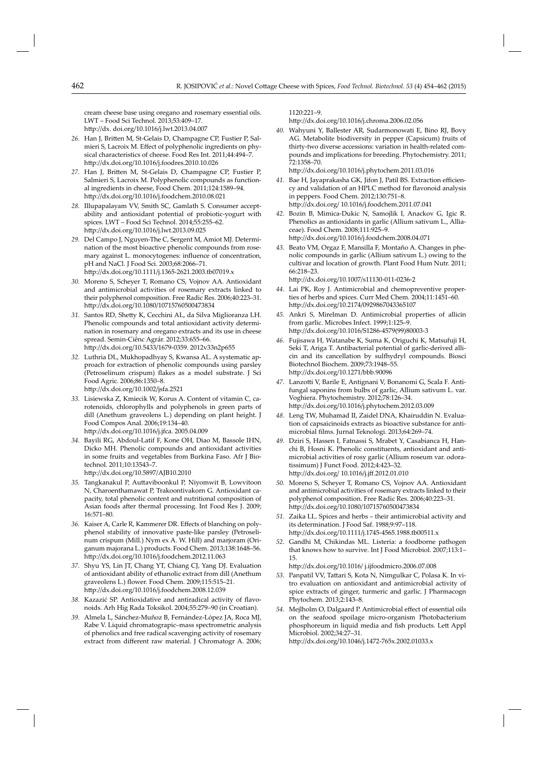cream cheese base using oregano and rosemary essential oils. LWT – Food Sci Technol. 2013;53:409–17. http://dx. doi.org/10.1016/j.lwt.2013.04.007

26. Han J, Britten M, St-Gelais D, Champagne CP, Fustier P, Salmieri S, Lacroix M. Effect of polyphenolic ingredients on physical characteristics of cheese. Food Res Int. 2011;44:494–7. http://dx.doi.org/10.1016/j.foodres.2010.10.026
27. Han J, Britten M, St-Gelais D, Champagne CP, Fustier P, Salmieri S, Lacroix M. Polyphenolic compounds as functional ingredients in cheese, Food Chem. 2011;124:1589–94. http://dx.doi.org/10.1016/j.foodchem.2010.08.021
28. Illupapalayam VV, Smith SC, Gamlath S. Consumer acceptability and antioxidant potential of probiotic-yogurt with spices. LWT – Food Sci Technol. 2014;55:255–62. http://dx.doi.org/10.1016/j.lwt.2013.09.025
29. Del Campo J, Nguyen-The C, Sergent M, Amiot MJ. Determination of the most bioactive phenolic compounds from rosemary against L. monocytogenes: influence of concentration, pH and NaCl. J Food Sci. 2003;68:2066–71. http://dx.doi.org/10.1111/j.1365-2621.2003.tb07019.x
30. Moreno S, Scheyer T, Romano CS, Vojnov AA. Antioxidant and antimicrobial activities of rosemary extracts linked to their polyphenol composition. Free Radic Res. 2006;40:223–31. http://dx.doi.org/10.1080/10715760500473834
31. Santos RD, Shetty K, Cecchini AL, da Silva Miglioranza LH. Phenolic compounds and total antioxidant activity determination in rosemary and oregano extracts and its use in cheese spread. Semin-Ciênc Agrár. 2012;33:655–66. http://dx.doi.org/10.5433/1679-0359. 2012v33n2p655
32. Luthria DL, Mukhopadhyay S, Kwansa AL. A systematic approach for extraction of phenolic compounds using parsley (Petroselinum crispum) flakes as a model substrate. J Sci Food Agric. 2006;86:1350–8. http://dx.doi.org/10.1002/jsfa.2521
33. Lisiewska Z, Kmiecik W, Korus A. Content of vitamin C, carotenoids, chlorophylls and polyphenols in green parts of dill (Anethum graveolens L.) depending on plant height. J Food Compos Anal. 2006;19:134–40. http://dx.doi.org/10.1016/j.jfca. 2005.04.009
34. Bayili RG, Abdoul-Latif F, Kone OH, Diao M, Bassole IHN, Dicko MH. Phenolic compounds and antioxidant activities in some fruits and vegetables from Burkina Faso. Afr J Biotechnol. 2011;10:13543–7. http://dx.doi.org/10.5897/AJB10.2010
35. Tangkanakul P, Auttaviboonkul P, Niyomwit B, Lowvitoon N, Charoenthamawat P, Trakoontivakorn G. Antioxidant capacity, total phenolic content and nutritional composition of Asian foods after thermal processing. Int Food Res J. 2009; 16:571–80.
36. Kaiser A, Carle R, Kammerer DR. Effects of blanching on polyphenol stability of innovative paste-like parsley (Petroselinum crispum (Mill.) Nym ex A. W. Hill) and marjoram (Origanum majorana L.) products. Food Chem. 2013;138:1648–56. http://dx.doi.org/10.1016/j.foodchem.2012.11.063
37. Shyu YS, Lin JT, Chang YT, Chiang CJ, Yang DJ. Evaluation of antioxidant ability of ethanolic extract from dill (Anethum graveolens L.) flower. Food Chem. 2009;115:515–21. http://dx.doi.org/10.1016/j.foodchem.2008.12.039
38. Kazazić SP. Antioxidative and antiradical activity of flavonoids. Arh Hig Rada Toksikol. 2004;55:279–90 (in Croatian).
39. Almela L, Sánchez-Muñoz B, Fernández-López JA, Roca MJ, Rabe V. Liquid chromatograpic–mass spectrometric analysis of phenolics and free radical scavenging activity of rosemary extract from different raw material. J Chromatogr A. 2006; 1120:221–9. http://dx.doi.org/10.1016/j.chroma.2006.02.056
40. Wahyuni Y, Ballester AR, Sudarmonowati E, Bino RJ, Bovy AG. Metabolite biodiversity in pepper (Capsicum) fruits of thirty-two diverse accessions: variation in health-related compounds and implications for breeding. Phytochemistry. 2011; 72:1358–70. http://dx.doi.org/10.1016/j.phytochem.2011.03.016
41. Bae H, Jayaprakasha GK, Jifon J, Patil BS. Extraction efficiency and validation of an HPLC method for flavonoid analysis in peppers. Food Chem. 2012;130:751–8. http://dx.doi.org/ 10.1016/j.foodchem.2011.07.041
42. Bozin B, Mimica-Dukic N, Samojlik I, Anackov G, Igic R. Phenolics as antioxidants in garlic (Allium sativum L., Alliaceae). Food Chem. 2008;111:925–9. http://dx.doi.org/10.1016/j.foodchem.2008.04.071
43. Beato VM, Orgaz F, Mansilla F, Montaño A. Changes in phenolic compounds in garlic (Allium sativum L.) owing to the cultivar and location of growth. Plant Food Hum Nutr. 2011; 66:218–23. http://dx.doi.org/10.1007/s11130-011-0236-2
44. Lai PK, Roy J. Antimicrobial and chemopreventive properties of herbs and spices. Curr Med Chem. 2004;11:1451–60. http://dx.doi.org/10.2174/0929867043365107
45. Ankri S, Mirelman D. Antimicrobial properties of allicin from garlic. Microbes Infect. 1999;1:125–9. http://dx.doi.org/10.1016/S1286-4579(99)80003-3
46. Fujisawa H, Watanabe K, Suma K, Origuchi K, Matsufuji H, Seki T, Ariga T. Antibacterial potential of garlic-derived allicin and its cancellation by sulfhydryl compounds. Biosci Biotechnol Biochem. 2009;73:1948–55. http://dx.doi.org/10.1271/bbb.90096
47. Lanzotti V, Barile E, Antignani V, Bonanomi G, Scala F. Antifungal saponins from bulbs of garlic, Allium sativum L. var. Voghiera. Phytochemistry. 2012;78:126–34. http://dx.doi.org/10.1016/j.phytochem.2012.03.009
48. Leng TW, Muhamad II, Zaidel DNA, Khairuddin N. Evaluation of capsaicinoids extracts as bioactive substance for antimicrobial films. Jurnal Teknologi. 2013;64:269–74.
49. Dziri S, Hassen I, Fatnassi S, Mrabet Y, Casabianca H, Hanchi B, Hosni K. Phenolic constituents, antioxidant and antimicrobial activities of rosy garlic (Allium roseum var. odoratissimum) J Funct Food. 2012;4:423–32. http://dx.doi.org/ 10.1016/j.jff.2012.01.010
50. Moreno S, Scheyer T, Romano CS, Vojnov AA. Antioxidant and antimicrobial activities of rosemary extracts linked to their polyphenol composition. Free Radic Res. 2006;40:223–31. http://dx.doi.org/10.1080/10715760500473834
51. Zaika LL. Spices and herbs – their antimicrobial activity and its determination. J Food Saf. 1988;9:97–118. http://dx.doi.org/10.1111/j.1745-4565.1988.tb00511.x
52. Gandhi M, Chikindas ML. Listeria: a foodborne pathogen that knows how to survive. Int J Food Microbiol. 2007;113:1–15. http://dx.doi.org/10.1016/ j.ijfoodmicro.2006.07.008
53. Panpatil VV, Tattari S, Kota N, Nimgulkar C, Polasa K. In vitro evaluation on antioxidant and antimicrobial activity of spice extracts of ginger, turmeric and garlic. J Pharmacogn Phytochem. 2013;2:143–8.
54. Mejlholm O, Dalgaard P. Antimicrobial effect of essential oils on the seafood spoilage micro-organism Photobacterium phosphoreum in liquid media and fish products. Lett Appl Microbiol. 2002;34:27–31. http://dx.doi.org/10.1046/j.1472-765x.2002.01033.x